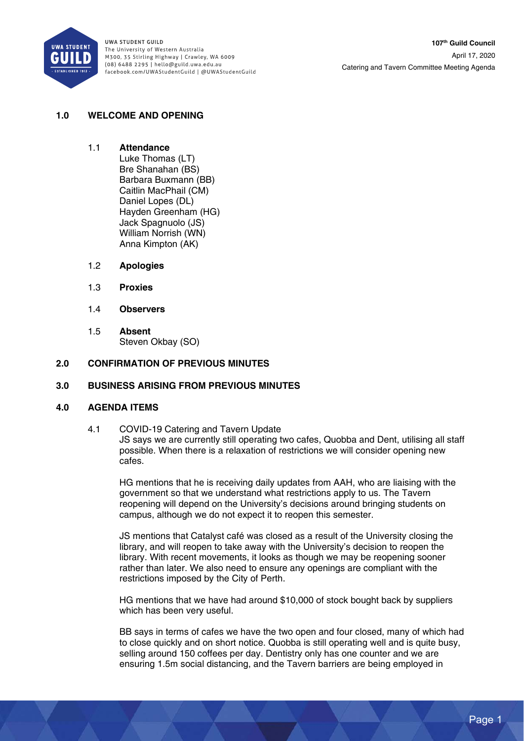UWA STUDENT GUILD
The University of Western Australia
M300, 35 Stirling Highway | Crawley, WA 6009
(08) 6488 2295 | hello@guild.uwa.edu.au
facebook.com/UWAStudentGuild | @UWAStudentGuild

**107th Guild Council**
April 17, 2020
Catering and Tavern Committee Meeting Agenda

## 1.0 WELCOME AND OPENING

### 1.1 Attendance

Luke Thomas (LT)
Bre Shanahan (BS)
Barbara Buxmann (BB)
Caitlin MacPhail (CM)
Daniel Lopes (DL)
Hayden Greenham (HG)
Jack Spagnuolo (JS)
William Norrish (WN)
Anna Kimpton (AK)

### 1.2 Apologies

### 1.3 Proxies

### 1.4 Observers

### 1.5 Absent

Steven Okbay (SO)

## 2.0 CONFIRMATION OF PREVIOUS MINUTES

## 3.0 BUSINESS ARISING FROM PREVIOUS MINUTES

## 4.0 AGENDA ITEMS

4.1 COVID-19 Catering and Tavern Update

JS says we are currently still operating two cafes, Quobba and Dent, utilising all staff possible. When there is a relaxation of restrictions we will consider opening new cafes.

HG mentions that he is receiving daily updates from AAH, who are liaising with the government so that we understand what restrictions apply to us. The Tavern reopening will depend on the University's decisions around bringing students on campus, although we do not expect it to reopen this semester.

JS mentions that Catalyst café was closed as a result of the University closing the library, and will reopen to take away with the University's decision to reopen the library. With recent movements, it looks as though we may be reopening sooner rather than later. We also need to ensure any openings are compliant with the restrictions imposed by the City of Perth.

HG mentions that we have had around $10,000 of stock bought back by suppliers which has been very useful.

BB says in terms of cafes we have the two open and four closed, many of which had to close quickly and on short notice. Quobba is still operating well and is quite busy, selling around 150 coffees per day. Dentistry only has one counter and we are ensuring 1.5m social distancing, and the Tavern barriers are being employed in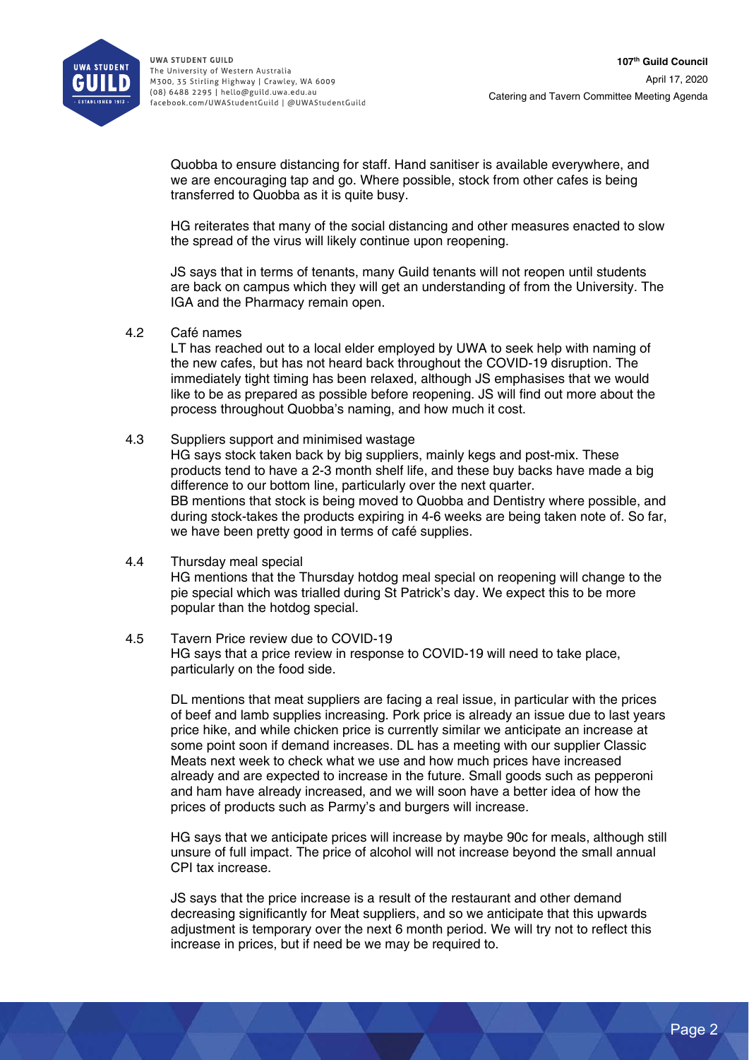Quobba to ensure distancing for staff. Hand sanitiser is available everywhere, and we are encouraging tap and go. Where possible, stock from other cafes is being transferred to Quobba as it is quite busy.

HG reiterates that many of the social distancing and other measures enacted to slow the spread of the virus will likely continue upon reopening.

JS says that in terms of tenants, many Guild tenants will not reopen until students are back on campus which they will get an understanding of from the University. The IGA and the Pharmacy remain open.

4.2 Café names

LT has reached out to a local elder employed by UWA to seek help with naming of the new cafes, but has not heard back throughout the COVID-19 disruption. The immediately tight timing has been relaxed, although JS emphasises that we would like to be as prepared as possible before reopening. JS will find out more about the process throughout Quobba's naming, and how much it cost.

4.3 Suppliers support and minimised wastage

HG says stock taken back by big suppliers, mainly kegs and post-mix. These products tend to have a 2-3 month shelf life, and these buy backs have made a big difference to our bottom line, particularly over the next quarter.
BB mentions that stock is being moved to Quobba and Dentistry where possible, and during stock-takes the products expiring in 4-6 weeks are being taken note of. So far, we have been pretty good in terms of café supplies.

4.4 Thursday meal special

HG mentions that the Thursday hotdog meal special on reopening will change to the pie special which was trialled during St Patrick's day. We expect this to be more popular than the hotdog special.

4.5 Tavern Price review due to COVID-19

HG says that a price review in response to COVID-19 will need to take place, particularly on the food side.

DL mentions that meat suppliers are facing a real issue, in particular with the prices of beef and lamb supplies increasing. Pork price is already an issue due to last years price hike, and while chicken price is currently similar we anticipate an increase at some point soon if demand increases. DL has a meeting with our supplier Classic Meats next week to check what we use and how much prices have increased already and are expected to increase in the future. Small goods such as pepperoni and ham have already increased, and we will soon have a better idea of how the prices of products such as Parmy's and burgers will increase.

HG says that we anticipate prices will increase by maybe 90c for meals, although still unsure of full impact. The price of alcohol will not increase beyond the small annual CPI tax increase.

JS says that the price increase is a result of the restaurant and other demand decreasing significantly for Meat suppliers, and so we anticipate that this upwards adjustment is temporary over the next 6 month period. We will try not to reflect this increase in prices, but if need be we may be required to.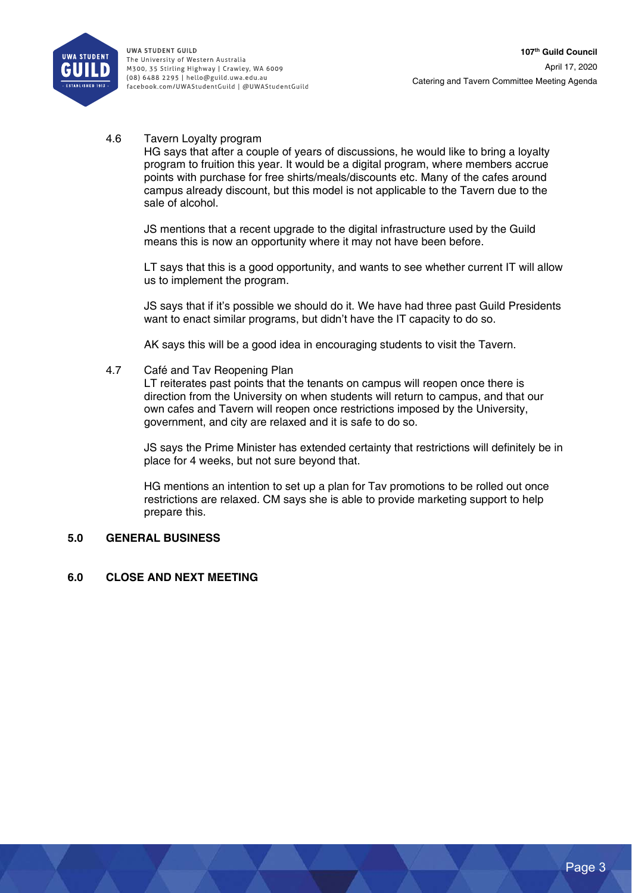### 4.6 Tavern Loyalty program

HG says that after a couple of years of discussions, he would like to bring a loyalty program to fruition this year. It would be a digital program, where members accrue points with purchase for free shirts/meals/discounts etc. Many of the cafes around campus already discount, but this model is not applicable to the Tavern due to the sale of alcohol.

JS mentions that a recent upgrade to the digital infrastructure used by the Guild means this is now an opportunity where it may not have been before.

LT says that this is a good opportunity, and wants to see whether current IT will allow us to implement the program.

JS says that if it's possible we should do it. We have had three past Guild Presidents want to enact similar programs, but didn't have the IT capacity to do so.

AK says this will be a good idea in encouraging students to visit the Tavern.

### 4.7 Café and Tav Reopening Plan

LT reiterates past points that the tenants on campus will reopen once there is direction from the University on when students will return to campus, and that our own cafes and Tavern will reopen once restrictions imposed by the University, government, and city are relaxed and it is safe to do so.

JS says the Prime Minister has extended certainty that restrictions will definitely be in place for 4 weeks, but not sure beyond that.

HG mentions an intention to set up a plan for Tav promotions to be rolled out once restrictions are relaxed. CM says she is able to provide marketing support to help prepare this.

## 5.0 GENERAL BUSINESS

## 6.0 CLOSE AND NEXT MEETING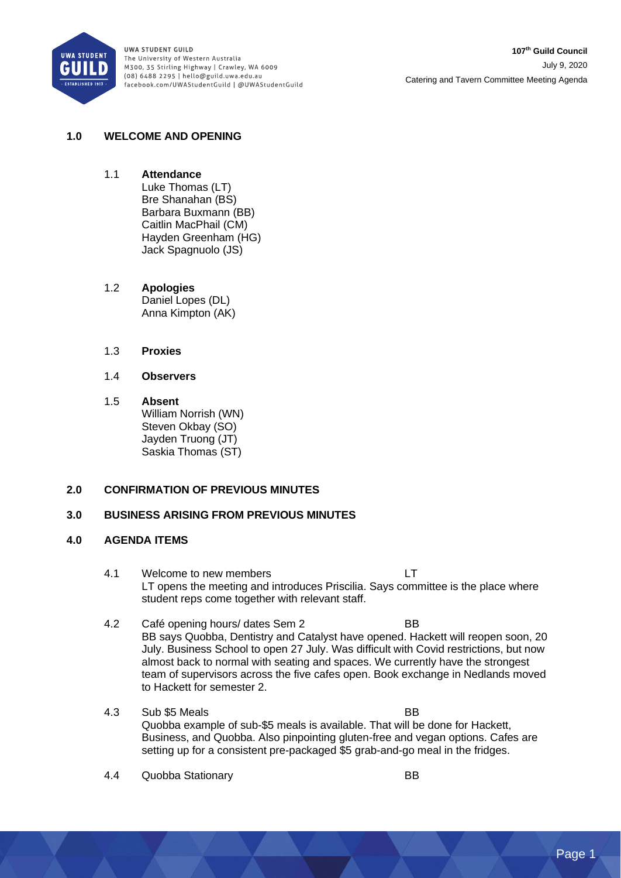## 1.0 WELCOME AND OPENING

### 1.1 Attendance

Luke Thomas (LT)
Bre Shanahan (BS)
Barbara Buxmann (BB)
Caitlin MacPhail (CM)
Hayden Greenham (HG)
Jack Spagnuolo (JS)

### 1.2 Apologies

Daniel Lopes (DL)
Anna Kimpton (AK)

### 1.3 Proxies

### 1.4 Observers

### 1.5 Absent

William Norrish (WN)
Steven Okbay (SO)
Jayden Truong (JT)
Saskia Thomas (ST)

## 2.0 CONFIRMATION OF PREVIOUS MINUTES

## 3.0 BUSINESS ARISING FROM PREVIOUS MINUTES

## 4.0 AGENDA ITEMS

4.1 Welcome to new members — LT

LT opens the meeting and introduces Priscilia. Says committee is the place where student reps come together with relevant staff.

4.2 Café opening hours/ dates Sem 2 — BB

BB says Quobba, Dentistry and Catalyst have opened. Hackett will reopen soon, 20 July. Business School to open 27 July. Was difficult with Covid restrictions, but now almost back to normal with seating and spaces. We currently have the strongest team of supervisors across the five cafes open. Book exchange in Nedlands moved to Hackett for semester 2.

4.3 Sub $5 Meals — BB

Quobba example of sub-$5 meals is available. That will be done for Hackett, Business, and Quobba. Also pinpointing gluten-free and vegan options. Cafes are setting up for a consistent pre-packaged $5 grab-and-go meal in the fridges.

4.4 Quobba Stationary — BB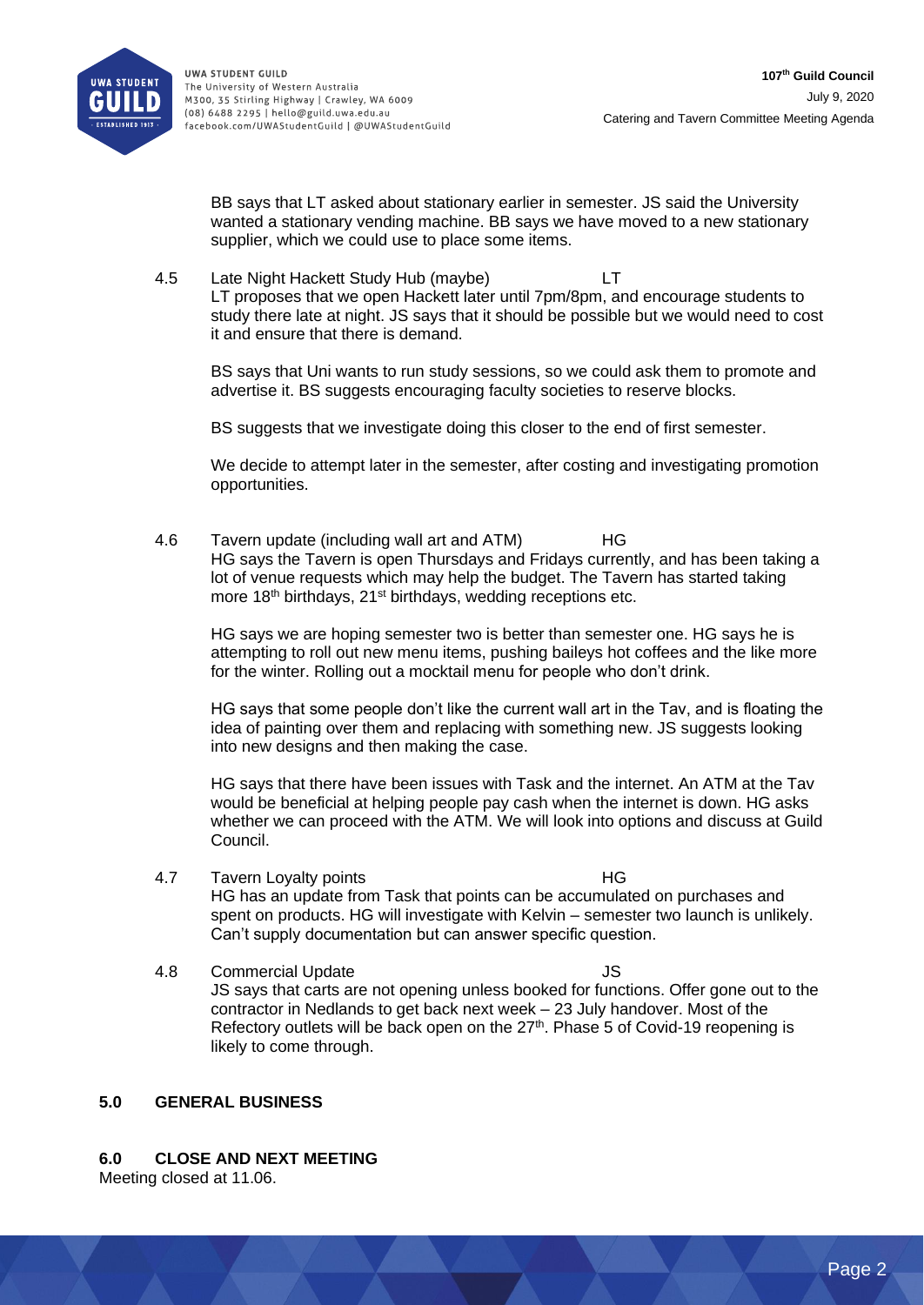BB says that LT asked about stationary earlier in semester. JS said the University wanted a stationary vending machine. BB says we have moved to a new stationary supplier, which we could use to place some items.

4.5 Late Night Hackett Study Hub (maybe) LT

LT proposes that we open Hackett later until 7pm/8pm, and encourage students to study there late at night. JS says that it should be possible but we would need to cost it and ensure that there is demand.

BS says that Uni wants to run study sessions, so we could ask them to promote and advertise it. BS suggests encouraging faculty societies to reserve blocks.

BS suggests that we investigate doing this closer to the end of first semester.

We decide to attempt later in the semester, after costing and investigating promotion opportunities.

4.6 Tavern update (including wall art and ATM) HG

HG says the Tavern is open Thursdays and Fridays currently, and has been taking a lot of venue requests which may help the budget. The Tavern has started taking more 18th birthdays, 21st birthdays, wedding receptions etc.

HG says we are hoping semester two is better than semester one. HG says he is attempting to roll out new menu items, pushing baileys hot coffees and the like more for the winter. Rolling out a mocktail menu for people who don't drink.

HG says that some people don't like the current wall art in the Tav, and is floating the idea of painting over them and replacing with something new. JS suggests looking into new designs and then making the case.

HG says that there have been issues with Task and the internet. An ATM at the Tav would be beneficial at helping people pay cash when the internet is down. HG asks whether we can proceed with the ATM. We will look into options and discuss at Guild Council.

4.7 Tavern Loyalty points HG

HG has an update from Task that points can be accumulated on purchases and spent on products. HG will investigate with Kelvin – semester two launch is unlikely. Can't supply documentation but can answer specific question.

4.8 Commercial Update JS

JS says that carts are not opening unless booked for functions. Offer gone out to the contractor in Nedlands to get back next week – 23 July handover. Most of the Refectory outlets will be back open on the 27th. Phase 5 of Covid-19 reopening is likely to come through.

## 5.0 GENERAL BUSINESS

## 6.0 CLOSE AND NEXT MEETING

Meeting closed at 11.06.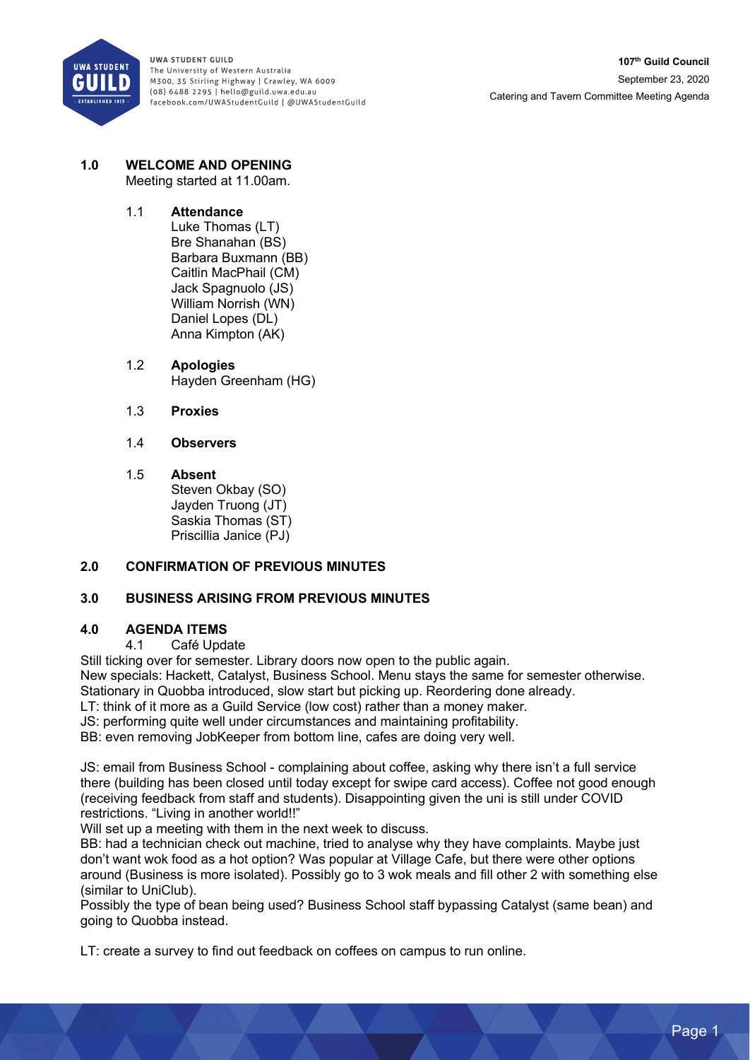## 1.0 WELCOME AND OPENING

Meeting started at 11.00am.

### 1.1 Attendance

Luke Thomas (LT)
Bre Shanahan (BS)
Barbara Buxmann (BB)
Caitlin MacPhail (CM)
Jack Spagnuolo (JS)
William Norrish (WN)
Daniel Lopes (DL)
Anna Kimpton (AK)

### 1.2 Apologies

Hayden Greenham (HG)

### 1.3 Proxies

### 1.4 Observers

### 1.5 Absent

Steven Okbay (SO)
Jayden Truong (JT)
Saskia Thomas (ST)
Priscillia Janice (PJ)

## 2.0 CONFIRMATION OF PREVIOUS MINUTES

## 3.0 BUSINESS ARISING FROM PREVIOUS MINUTES

## 4.0 AGENDA ITEMS

4.1 Café Update

Still ticking over for semester. Library doors now open to the public again.
New specials: Hackett, Catalyst, Business School. Menu stays the same for semester otherwise.
Stationary in Quobba introduced, slow start but picking up. Reordering done already.
LT: think of it more as a Guild Service (low cost) rather than a money maker.
JS: performing quite well under circumstances and maintaining profitability.
BB: even removing JobKeeper from bottom line, cafes are doing very well.

JS: email from Business School - complaining about coffee, asking why there isn't a full service there (building has been closed until today except for swipe card access). Coffee not good enough (receiving feedback from staff and students). Disappointing given the uni is still under COVID restrictions. "Living in another world!!"
Will set up a meeting with them in the next week to discuss.
BB: had a technician check out machine, tried to analyse why they have complaints. Maybe just don't want wok food as a hot option? Was popular at Village Cafe, but there were other options around (Business is more isolated). Possibly go to 3 wok meals and fill other 2 with something else (similar to UniClub).
Possibly the type of bean being used? Business School staff bypassing Catalyst (same bean) and going to Quobba instead.

LT: create a survey to find out feedback on coffees on campus to run online.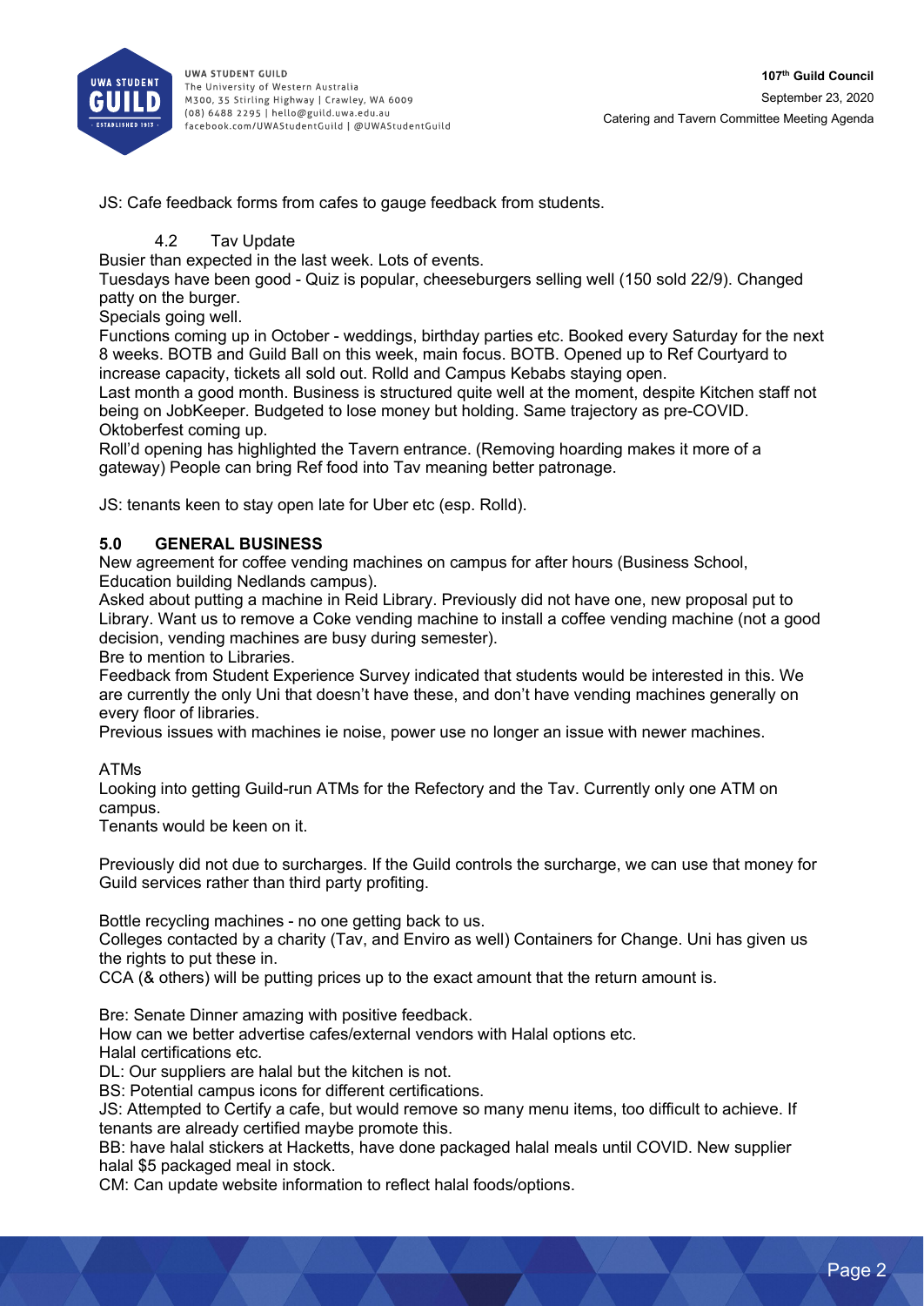JS: Cafe feedback forms from cafes to gauge feedback from students.

4.2 Tav Update

Busier than expected in the last week. Lots of events.

Tuesdays have been good - Quiz is popular, cheeseburgers selling well (150 sold 22/9). Changed patty on the burger.

Specials going well.

Functions coming up in October - weddings, birthday parties etc. Booked every Saturday for the next 8 weeks. BOTB and Guild Ball on this week, main focus. BOTB. Opened up to Ref Courtyard to increase capacity, tickets all sold out. Rolld and Campus Kebabs staying open.

Last month a good month. Business is structured quite well at the moment, despite Kitchen staff not being on JobKeeper. Budgeted to lose money but holding. Same trajectory as pre-COVID.

Oktoberfest coming up.

Roll'd opening has highlighted the Tavern entrance. (Removing hoarding makes it more of a gateway) People can bring Ref food into Tav meaning better patronage.

JS: tenants keen to stay open late for Uber etc (esp. Rolld).

## 5.0 GENERAL BUSINESS

New agreement for coffee vending machines on campus for after hours (Business School, Education building Nedlands campus).

Asked about putting a machine in Reid Library. Previously did not have one, new proposal put to Library. Want us to remove a Coke vending machine to install a coffee vending machine (not a good decision, vending machines are busy during semester).

Bre to mention to Libraries.

Feedback from Student Experience Survey indicated that students would be interested in this. We are currently the only Uni that doesn't have these, and don't have vending machines generally on every floor of libraries.

Previous issues with machines ie noise, power use no longer an issue with newer machines.

ATMs

Looking into getting Guild-run ATMs for the Refectory and the Tav. Currently only one ATM on campus.

Tenants would be keen on it.

Previously did not due to surcharges. If the Guild controls the surcharge, we can use that money for Guild services rather than third party profiting.

Bottle recycling machines - no one getting back to us.

Colleges contacted by a charity (Tav, and Enviro as well) Containers for Change. Uni has given us the rights to put these in.

CCA (& others) will be putting prices up to the exact amount that the return amount is.

Bre: Senate Dinner amazing with positive feedback.

How can we better advertise cafes/external vendors with Halal options etc.

Halal certifications etc.

DL: Our suppliers are halal but the kitchen is not.

BS: Potential campus icons for different certifications.

JS: Attempted to Certify a cafe, but would remove so many menu items, too difficult to achieve. If tenants are already certified maybe promote this.

BB: have halal stickers at Hacketts, have done packaged halal meals until COVID. New supplier halal $5 packaged meal in stock.

CM: Can update website information to reflect halal foods/options.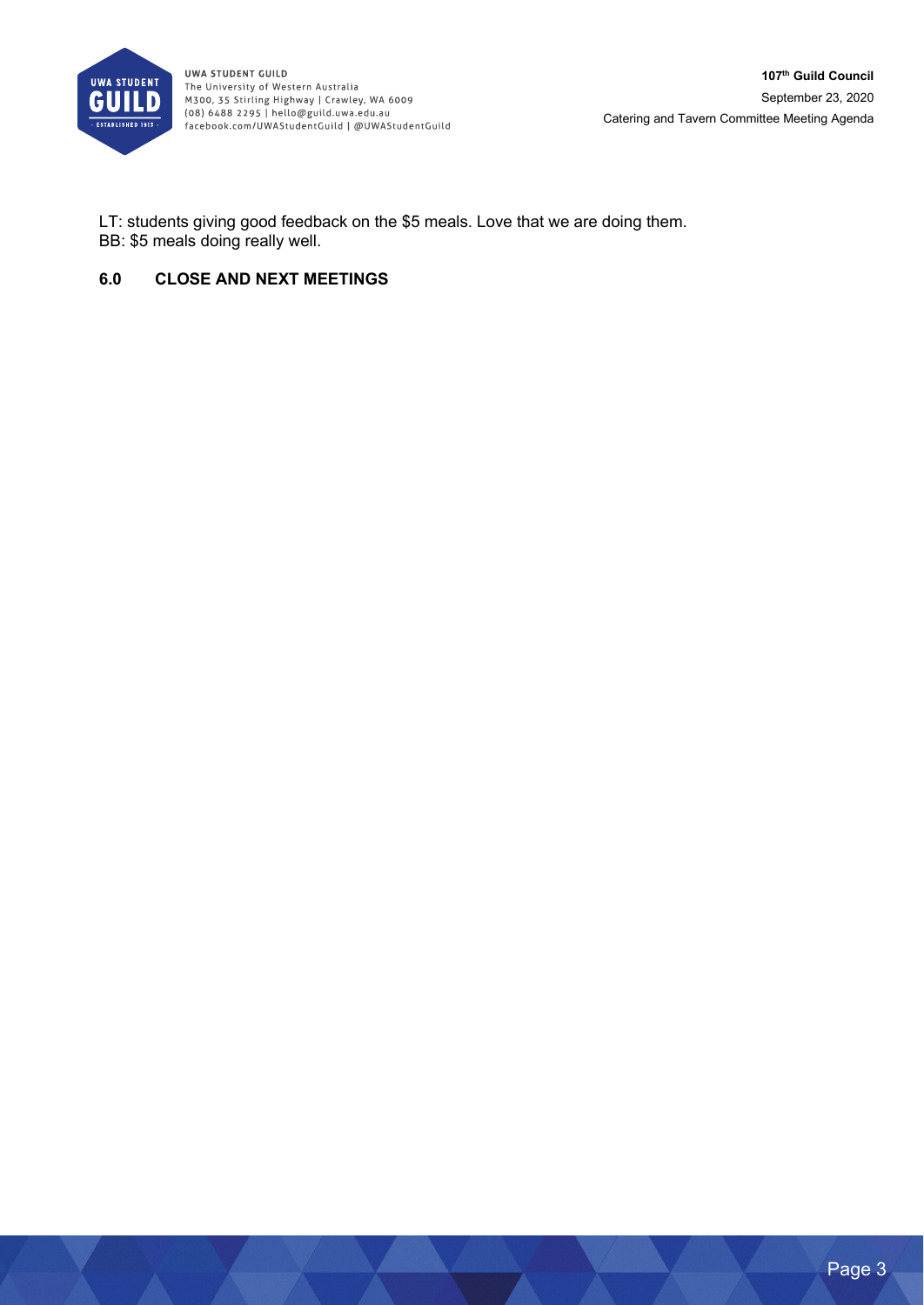LT: students giving good feedback on the $5 meals. Love that we are doing them.
BB: $5 meals doing really well.

## 6.0 CLOSE AND NEXT MEETINGS